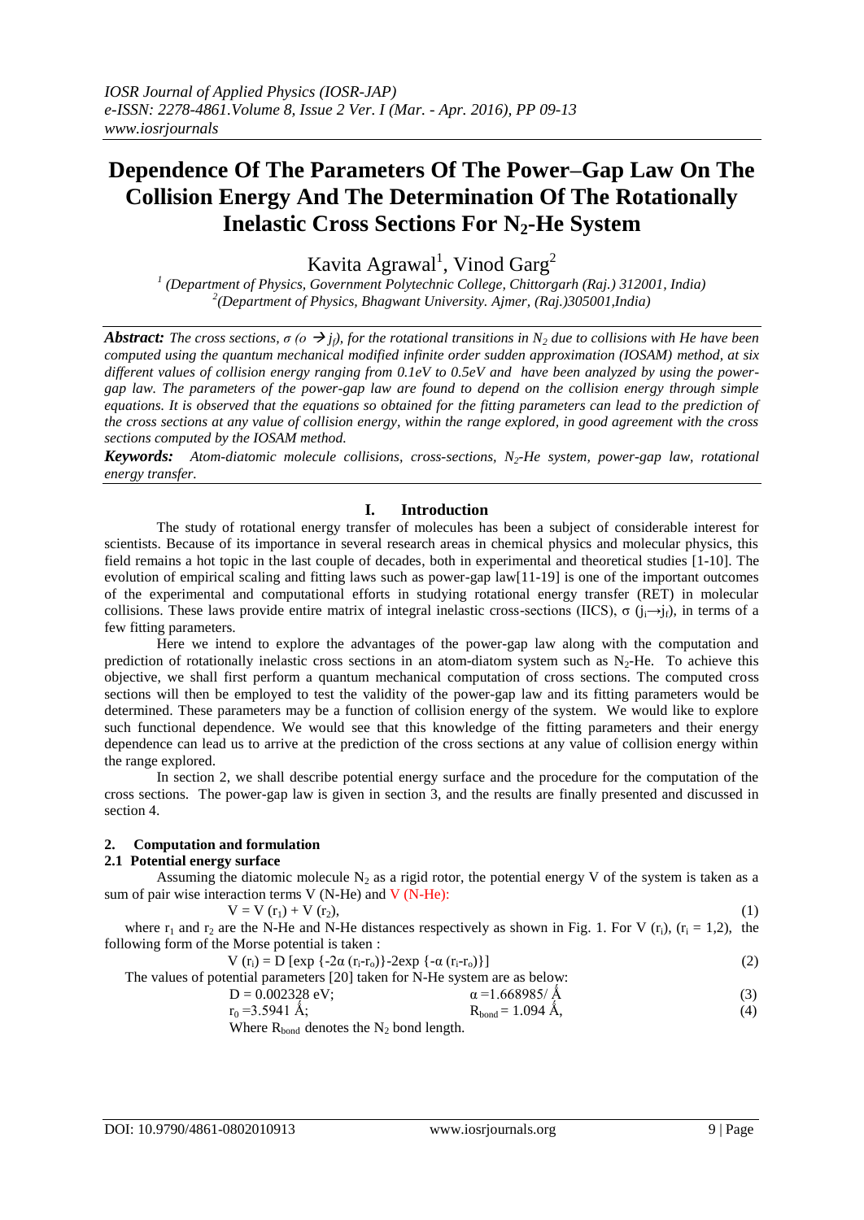# Dependence Of The Parameters Of The Power–Gap Law On The Collision Energy And The Determination Of The Rotationally Inelastic Cross Sections For $N_2$-He System

Kavita Agrawal[1], Vinod Garg[2]

[1] (Department of Physics, Government Polytechnic College, Chittorgarh (Raj.) 312001, India)
[2] (Department of Physics, Bhagwant University. Ajmer, (Raj.)305001,India)

***Abstract:*** *The cross sections, $\sigma (o \rightarrow j_f)$, for the rotational transitions in $N_2$ due to collisions with He have been computed using the quantum mechanical modified infinite order sudden approximation (IOSAM) method, at six different values of collision energy ranging from 0.1eV to 0.5eV and have been analyzed by using the power-gap law. The parameters of the power-gap law are found to depend on the collision energy through simple equations. It is observed that the equations so obtained for the fitting parameters can lead to the prediction of the cross sections at any value of collision energy, within the range explored, in good agreement with the cross sections computed by the IOSAM method.*

***Keywords:*** *Atom-diatomic molecule collisions, cross-sections, $N_2$-He system, power-gap law, rotational energy transfer.*

## I. Introduction

The study of rotational energy transfer of molecules has been a subject of considerable interest for scientists. Because of its importance in several research areas in chemical physics and molecular physics, this field remains a hot topic in the last couple of decades, both in experimental and theoretical studies [1-10]. The evolution of empirical scaling and fitting laws such as power-gap law[11-19] is one of the important outcomes of the experimental and computational efforts in studying rotational energy transfer (RET) in molecular collisions. These laws provide entire matrix of integral inelastic cross-sections (IICS), $\sigma (j_i \rightarrow j_f)$, in terms of a few fitting parameters.

Here we intend to explore the advantages of the power-gap law along with the computation and prediction of rotationally inelastic cross sections in an atom-diatom system such as $N_2$-He. To achieve this objective, we shall first perform a quantum mechanical computation of cross sections. The computed cross sections will then be employed to test the validity of the power-gap law and its fitting parameters would be determined. These parameters may be a function of collision energy of the system. We would like to explore such functional dependence. We would see that this knowledge of the fitting parameters and their energy dependence can lead us to arrive at the prediction of the cross sections at any value of collision energy within the range explored.

In section 2, we shall describe potential energy surface and the procedure for the computation of the cross sections. The power-gap law is given in section 3, and the results are finally presented and discussed in section 4.

### 2. Computation and formulation

#### 2.1 Potential energy surface

Assuming the diatomic molecule $N_2$ as a rigid rotor, the potential energy V of the system is taken as a sum of pair wise interaction terms V (N-He) and V (N-He):

$$V = V(r_1) + V(r_2), \tag{1}$$

where $r_1$ and $r_2$ are the N-He and N-He distances respectively as shown in Fig. 1. For $V(r_i)$, $(r_i = 1,2)$, the following form of the Morse potential is taken :

$$V(r_i) = D\left[\exp\{-2\alpha(r_i - r_o)\} - 2\exp\{-\alpha(r_i - r_o)\}\right] \tag{2}$$

The values of potential parameters [20] taken for N-He system are as below:

$$D = 0.002328 \text{ eV}; \qquad \alpha = 1.668985/\text{Å} \tag{3}$$

$$r_0 = 3.5941 \text{ Å}; \qquad R_{bond} = 1.094 \text{ Å}, \tag{4}$$

Where $R_{bond}$ denotes the $N_2$ bond length.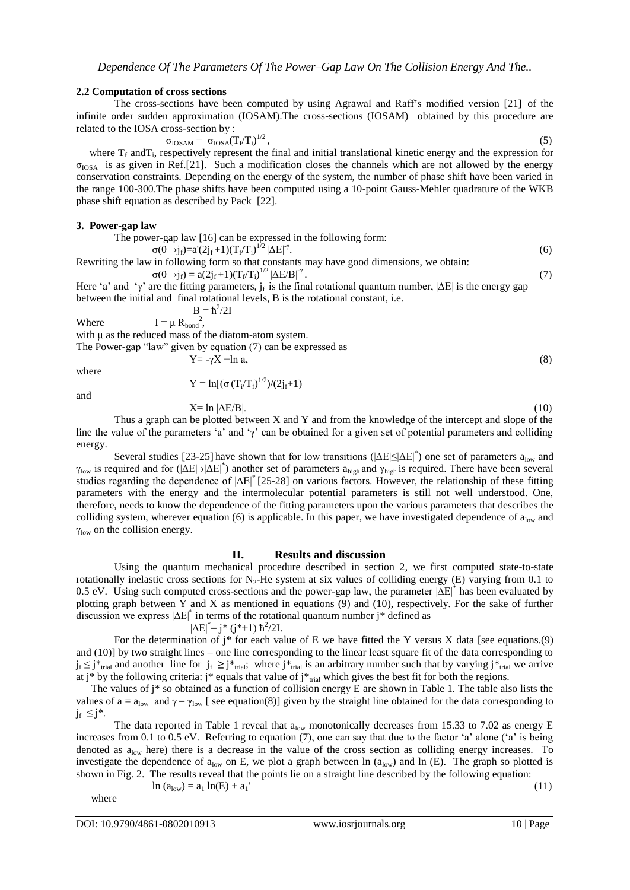### 2.2 Computation of cross sections

The cross-sections have been computed by using Agrawal and Raff's modified version [21] of the infinite order sudden approximation (IOSAM).The cross-sections (IOSAM) obtained by this procedure are related to the IOSA cross-section by :

$$\sigma_{IOSAM} = \sigma_{IOSA}(T_f/T_i)^{1/2}, \tag{5}$$

where $T_f$ and $T_i$, respectively represent the final and initial translational kinetic energy and the expression for $\sigma_{IOSA}$ is as given in Ref.[21]. Such a modification closes the channels which are not allowed by the energy conservation constraints. Depending on the energy of the system, the number of phase shift have been varied in the range 100-300.The phase shifts have been computed using a 10-point Gauss-Mehler quadrature of the WKB phase shift equation as described by Pack [22].

## 3. Power-gap law

The power-gap law [16] can be expressed in the following form:

$$\sigma(0\rightarrow j_f)=a'(2j_f+1)(T_f/T_i)^{1/2}|\Delta E|^{-\gamma}. \tag{6}$$

Rewriting the law in following form so that constants may have good dimensions, we obtain:

$$\sigma(0\rightarrow j_f) = a(2j_f+1)(T_f/T_i)^{1/2}|\Delta E/B|^{-\gamma}. \tag{7}$$

Here 'a' and 'γ' are the fitting parameters, $j_f$ is the final rotational quantum number, $|\Delta E|$ is the energy gap between the initial and final rotational levels, B is the rotational constant, i.e.

$$B = \hbar^2/2I$$

Where $I = \mu R_{bond}^2$,

with μ as the reduced mass of the diatom-atom system.

The Power-gap "law" given by equation (7) can be expressed as

$$Y= -\gamma X + \ln a, \tag{8}$$

where

$$Y = \ln[(\sigma (T_i/T_f)^{1/2})/(2j_f+1)$$

and

$$X= \ln |\Delta E/B|. \tag{10}$$

Thus a graph can be plotted between X and Y and from the knowledge of the intercept and slope of the line the value of the parameters 'a' and 'γ' can be obtained for a given set of potential parameters and colliding energy.

Several studies [23-25] have shown that for low transitions ($|\Delta E|\leq|\Delta E|^*$) one set of parameters $a_{low}$ and $\gamma_{low}$ is required and for ($|\Delta E| > |\Delta E|^*$) another set of parameters $a_{high}$ and $\gamma_{high}$ is required. There have been several studies regarding the dependence of $|\Delta E|^*$ [25-28] on various factors. However, the relationship of these fitting parameters with the energy and the intermolecular potential parameters is still not well understood. One, therefore, needs to know the dependence of the fitting parameters upon the various parameters that describes the colliding system, wherever equation (6) is applicable. In this paper, we have investigated dependence of $a_{low}$ and $\gamma_{low}$ on the collision energy.

# II. Results and discussion

Using the quantum mechanical procedure described in section 2, we first computed state-to-state rotationally inelastic cross sections for $N_2$-He system at six values of colliding energy (E) varying from 0.1 to 0.5 eV. Using such computed cross-sections and the power-gap law, the parameter $|\Delta E|^*$ has been evaluated by plotting graph between Y and X as mentioned in equations (9) and (10), respectively. For the sake of further discussion we express $|\Delta E|^*$ in terms of the rotational quantum number j* defined as

$$|\Delta E|^*= j^* (j^*+1) \hbar^2/2I.$$

For the determination of j* for each value of E we have fitted the Y versus X data [see equations.(9) and (10)] by two straight lines – one line corresponding to the linear least square fit of the data corresponding to $j_f \leq j^*_{trial}$ and another line for $j_f \geq j^*_{trial}$; where $j^*_{trial}$ is an arbitrary number such that by varying $j^*_{trial}$ we arrive at j* by the following criteria: j* equals that value of $j^*_{trial}$ which gives the best fit for both the regions.

The values of j* so obtained as a function of collision energy E are shown in Table 1. The table also lists the values of $a = a_{low}$ and $\gamma = \gamma_{low}$ [ see equation(8)] given by the straight line obtained for the data corresponding to $j_f \leq j^*$.

The data reported in Table 1 reveal that $a_{low}$ monotonically decreases from 15.33 to 7.02 as energy E increases from 0.1 to 0.5 eV. Referring to equation (7), one can say that due to the factor 'a' alone ('a' is being denoted as $a_{low}$ here) there is a decrease in the value of the cross section as colliding energy increases. To investigate the dependence of $a_{low}$ on E, we plot a graph between ln ($a_{low}$) and ln (E). The graph so plotted is shown in Fig. 2. The results reveal that the points lie on a straight line described by the following equation:

$$\ln (a_{low}) = a_1 \ln(E) + a_1' \tag{11}$$

where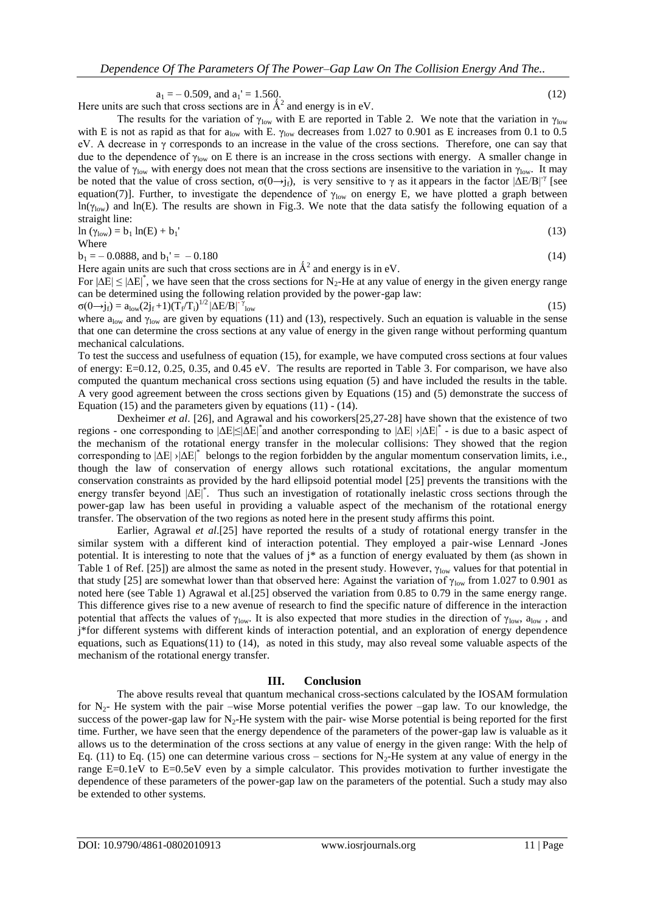$$a_1 = -0.509, \text{ and } a_1' = 1.560. \quad (12)$$

Here units are such that cross sections are in $Å^2$ and energy is in eV.

The results for the variation of $\gamma_{low}$ with E are reported in Table 2. We note that the variation in $\gamma_{low}$ with E is not as rapid as that for $a_{low}$ with E. $\gamma_{low}$ decreases from 1.027 to 0.901 as E increases from 0.1 to 0.5 eV. A decrease in $\gamma$ corresponds to an increase in the value of the cross sections. Therefore, one can say that due to the dependence of $\gamma_{low}$ on E there is an increase in the cross sections with energy. A smaller change in the value of $\gamma_{low}$ with energy does not mean that the cross sections are insensitive to the variation in $\gamma_{low}$. It may be noted that the value of cross section, $\sigma(0\rightarrow j_f)$, is very sensitive to $\gamma$ as it appears in the factor $|\Delta E/B|^{-\gamma}$ [see equation(7)]. Further, to investigate the dependence of $\gamma_{low}$ on energy E, we have plotted a graph between $\ln(\gamma_{low})$ and $\ln(E)$. The results are shown in Fig.3. We note that the data satisfy the following equation of a straight line:

$$\ln(\gamma_{low}) = b_1 \ln(E) + b_1' \quad (13)$$

Where

$$b_1 = -0.0888, \text{ and } b_1' = -0.180 \quad (14)$$

Here again units are such that cross sections are in $Å^2$ and energy is in eV.

For $|\Delta E| \leq |\Delta E|^*$, we have seen that the cross sections for $N_2$-He at any value of energy in the given energy range can be determined using the following relation provided by the power-gap law:

$$\sigma(0\rightarrow j_f) = a_{low}(2j_f+1)(T_f/T_i)^{1/2}|\Delta E/B|^{-\gamma_{low}} \quad (15)$$

where $a_{low}$ and $\gamma_{low}$ are given by equations (11) and (13), respectively. Such an equation is valuable in the sense that one can determine the cross sections at any value of energy in the given range without performing quantum mechanical calculations.

To test the success and usefulness of equation (15), for example, we have computed cross sections at four values of energy: E=0.12, 0.25, 0.35, and 0.45 eV. The results are reported in Table 3. For comparison, we have also computed the quantum mechanical cross sections using equation (5) and have included the results in the table. A very good agreement between the cross sections given by Equations (15) and (5) demonstrate the success of Equation (15) and the parameters given by equations (11) - (14).

Dexheimer *et al*. [26], and Agrawal and his coworkers[25,27-28] have shown that the existence of two regions - one corresponding to $|\Delta E|\leq|\Delta E|^*$ and another corresponding to $|\Delta E| > |\Delta E|^*$ - is due to a basic aspect of the mechanism of the rotational energy transfer in the molecular collisions: They showed that the region corresponding to $|\Delta E| > |\Delta E|^*$ belongs to the region forbidden by the angular momentum conservation limits, i.e., though the law of conservation of energy allows such rotational excitations, the angular momentum conservation constraints as provided by the hard ellipsoid potential model [25] prevents the transitions with the energy transfer beyond $|\Delta E|^*$. Thus such an investigation of rotationally inelastic cross sections through the power-gap law has been useful in providing a valuable aspect of the mechanism of the rotational energy transfer. The observation of the two regions as noted here in the present study affirms this point.

Earlier, Agrawal *et al*.[25] have reported the results of a study of rotational energy transfer in the similar system with a different kind of interaction potential. They employed a pair-wise Lennard -Jones potential. It is interesting to note that the values of $j^*$ as a function of energy evaluated by them (as shown in Table 1 of Ref. [25]) are almost the same as noted in the present study. However, $\gamma_{low}$ values for that potential in that study [25] are somewhat lower than that observed here: Against the variation of $\gamma_{low}$ from 1.027 to 0.901 as noted here (see Table 1) Agrawal et al.[25] observed the variation from 0.85 to 0.79 in the same energy range. This difference gives rise to a new avenue of research to find the specific nature of difference in the interaction potential that affects the values of $\gamma_{low}$. It is also expected that more studies in the direction of $\gamma_{low}$, $a_{low}$, and $j^*$for different systems with different kinds of interaction potential, and an exploration of energy dependence equations, such as Equations(11) to (14), as noted in this study, may also reveal some valuable aspects of the mechanism of the rotational energy transfer.

## III. Conclusion

The above results reveal that quantum mechanical cross-sections calculated by the IOSAM formulation for $N_2$- He system with the pair –wise Morse potential verifies the power –gap law. To our knowledge, the success of the power-gap law for $N_2$-He system with the pair- wise Morse potential is being reported for the first time. Further, we have seen that the energy dependence of the parameters of the power-gap law is valuable as it allows us to the determination of the cross sections at any value of energy in the given range: With the help of Eq. (11) to Eq. (15) one can determine various cross – sections for $N_2$-He system at any value of energy in the range E=0.1eV to E=0.5eV even by a simple calculator. This provides motivation to further investigate the dependence of these parameters of the power-gap law on the parameters of the potential. Such a study may also be extended to other systems.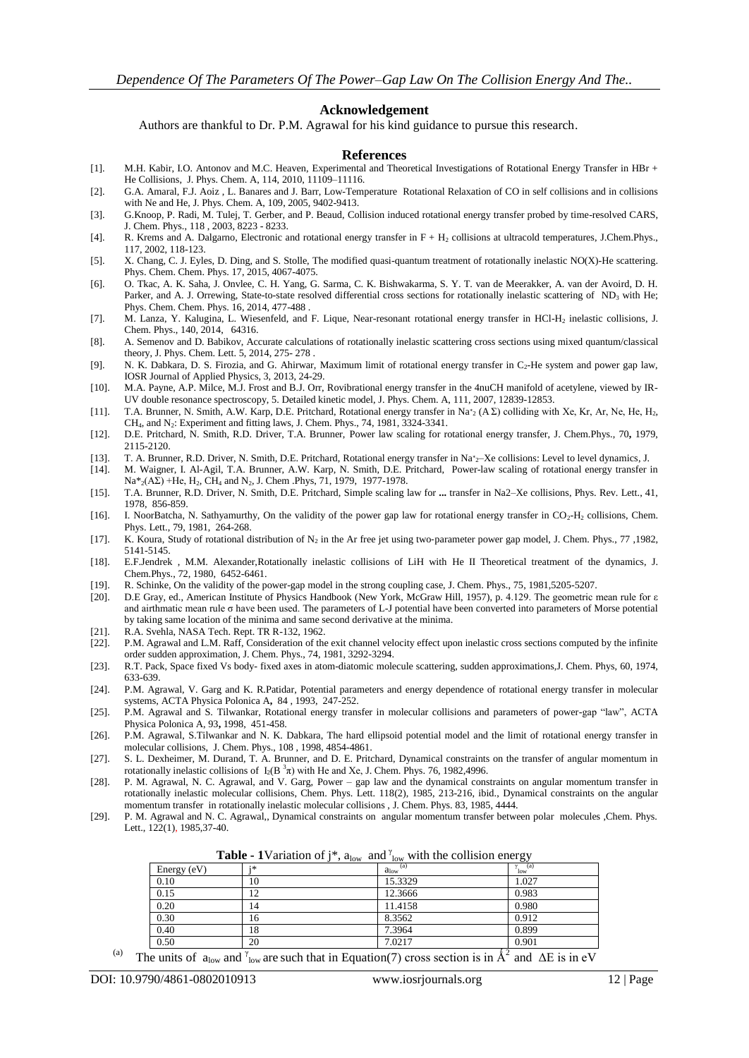## Acknowledgement

Authors are thankful to Dr. P.M. Agrawal for his kind guidance to pursue this research.

## References

[1]. M.H. Kabir, I.O. Antonov and M.C. Heaven, Experimental and Theoretical Investigations of Rotational Energy Transfer in HBr + He Collisions, J. Phys. Chem. A, 114, 2010, 11109–11116.

[2]. G.A. Amaral, F.J. Aoiz , L. Banares and J. Barr, Low-Temperature Rotational Relaxation of CO in self collisions and in collisions with Ne and He, J. Phys. Chem. A, 109, 2005, 9402-9413.

[3]. G.Knoop, P. Radi, M. Tulej, T. Gerber, and P. Beaud, Collision induced rotational energy transfer probed by time-resolved CARS, J. Chem. Phys., 118 , 2003, 8223 - 8233.

[4]. R. Krems and A. Dalgarno, Electronic and rotational energy transfer in F + $H_2$ collisions at ultracold temperatures, J.Chem.Phys., 117, 2002, 118-123.

[5]. X. Chang, C. J. Eyles, D. Ding, and S. Stolle, The modified quasi-quantum treatment of rotationally inelastic NO(X)-He scattering. Phys. Chem. Chem. Phys. 17, 2015, 4067-4075.

[6]. O. Tkac, A. K. Saha, J. Onvlee, C. H. Yang, G. Sarma, C. K. Bishwakarma, S. Y. T. van de Meerakker, A. van der Avoird, D. H. Parker, and A. J. Orrewing, State-to-state resolved differential cross sections for rotationally inelastic scattering of $ND_3$ with He; Phys. Chem. Chem. Phys. 16, 2014, 477-488 .

[7]. M. Lanza, Y. Kalugina, L. Wiesenfeld, and F. Lique, Near-resonant rotational energy transfer in HCl-$H_2$ inelastic collisions, J. Chem. Phys., 140, 2014, 64316.

[8]. A. Semenov and D. Babikov, Accurate calculations of rotationally inelastic scattering cross sections using mixed quantum/classical theory, J. Phys. Chem. Lett. 5, 2014, 275- 278 .

[9]. N. K. Dabkara, D. S. Firozia, and G. Ahirwar, Maximum limit of rotational energy transfer in $C_2$-He system and power gap law, IOSR Journal of Applied Physics, 3, 2013, 24-29.

[10]. M.A. Payne, A.P. Milce, M.J. Frost and B.J. Orr, Rovibrational energy transfer in the 4nuCH manifold of acetylene, viewed by IR-UV double resonance spectroscopy, 5. Detailed kinetic model, J. Phys. Chem. A, 111, 2007, 12839-12853.

[11]. T.A. Brunner, N. Smith, A.W. Karp, D.E. Pritchard, Rotational energy transfer in $Na^*_2$ (A Σ) colliding with Xe, Kr, Ar, Ne, He, $H_2$, $CH_4$, and $N_2$: Experiment and fitting laws, J. Chem. Phys., 74, 1981, 3324-3341.

[12]. D.E. Pritchard, N. Smith, R.D. Driver, T.A. Brunner, Power law scaling for rotational energy transfer, J. Chem.Phys., 70**,** 1979, 2115-2120.

[13]. T. A. Brunner, R.D. Driver, N. Smith, D.E. Pritchard, Rotational energy transfer in $Na^*_2$–Xe collisions: Level to level dynamics, J.

[14]. M. Waigner, I. Al-Agil, T.A. Brunner, A.W. Karp, N. Smith, D.E. Pritchard, Power-law scaling of rotational energy transfer in $Na^*_2$(AΣ) +He, $H_2$, $CH_4$ and $N_2$, J. Chem .Phys, 71, 1979, 1977-1978.

[15]. T.A. Brunner, R.D. Driver, N. Smith, D.E. Pritchard, Simple scaling law for **...** transfer in Na2–Xe collisions, Phys. Rev. Lett., 41, 1978, 856-859.

[16]. I. NoorBatcha, N. Sathyamurthy, On the validity of the power gap law for rotational energy transfer in $CO_2$-$H_2$ collisions, Chem. Phys. Lett., 79, 1981, 264-268.

[17]. K. Koura, Study of rotational distribution of $N_2$ in the Ar free jet using two-parameter power gap model, J. Chem. Phys., 77 ,1982, 5141-5145.

[18]. E.F.Jendrek , M.M. Alexander,Rotationally inelastic collisions of LiH with He II Theoretical treatment of the dynamics, J. Chem.Phys., 72, 1980, 6452-6461.

[19]. R. Schinke, On the validity of the power-gap model in the strong coupling case, J. Chem. Phys., 75, 1981,5205-5207.

[20]. D.E Gray, ed., American Institute of Physics Handbook (New York, McGraw Hill, 1957), p. 4.129. The geometric mean rule for ε and airthmatic mean rule σ have been used. The parameters of L-J potential have been converted into parameters of Morse potential by taking same location of the minima and same second derivative at the minima.

[21]. R.A. Svehla, NASA Tech. Rept. TR R-132, 1962.

[22]. P.M. Agrawal and L.M. Raff, Consideration of the exit channel velocity effect upon inelastic cross sections computed by the infinite order sudden approximation, J. Chem. Phys., 74, 1981, 3292-3294.

[23]. R.T. Pack, Space fixed Vs body- fixed axes in atom-diatomic molecule scattering, sudden approximations,J. Chem. Phys, 60, 1974, 633-639.

[24]. P.M. Agrawal, V. Garg and K. R.Patidar, Potential parameters and energy dependence of rotational energy transfer in molecular systems, ACTA Physica Polonica A**,** 84 , 1993, 247-252.

[25]. P.M. Agrawal and S. Tilwankar, Rotational energy transfer in molecular collisions and parameters of power-gap "law", ACTA Physica Polonica A, 93**,** 1998, 451-458.

[26]. P.M. Agrawal, S.Tilwankar and N. K. Dabkara, The hard ellipsoid potential model and the limit of rotational energy transfer in molecular collisions, J. Chem. Phys., 108 , 1998, 4854-4861.

[27]. S. L. Dexheimer, M. Durand, T. A. Brunner, and D. E. Pritchard, Dynamical constraints on the transfer of angular momentum in rotationally inelastic collisions of $I_2(B\ ^3\pi)$ with He and Xe, J. Chem. Phys. 76, 1982,4996.

[28]. P. M. Agrawal, N. C. Agrawal, and V. Garg, Power – gap law and the dynamical constraints on angular momentum transfer in rotationally inelastic molecular collisions, Chem. Phys. Lett. 118(2), 1985, 213-216, ibid., Dynamical constraints on the angular momentum transfer in rotationally inelastic molecular collisions , J. Chem. Phys. 83, 1985, 4444.

[29]. P. M. Agrawal and N. C. Agrawal,, Dynamical constraints on angular momentum transfer between polar molecules ,Chem. Phys. Lett., 122(1), 1985,37-40.

**Table - 1** Variation of $j^*$, $a_{low}$ and $\gamma_{low}$ with the collision energy

| Energy (eV) | $j^*$ | $a_{low}$ [(a)] | $\gamma_{low}$ [(a)] |
|---|---|---|---|
| 0.10 | 10 | 15.3329 | 1.027 |
| 0.15 | 12 | 12.3666 | 0.983 |
| 0.20 | 14 | 11.4158 | 0.980 |
| 0.30 | 16 | 8.3562 | 0.912 |
| 0.40 | 18 | 7.3964 | 0.899 |
| 0.50 | 20 | 7.0217 | 0.901 |

[(a)] The units of $a_{low}$ and $\gamma_{low}$ are such that in Equation(7) cross section is in $Å^2$ and $\Delta E$ is in eV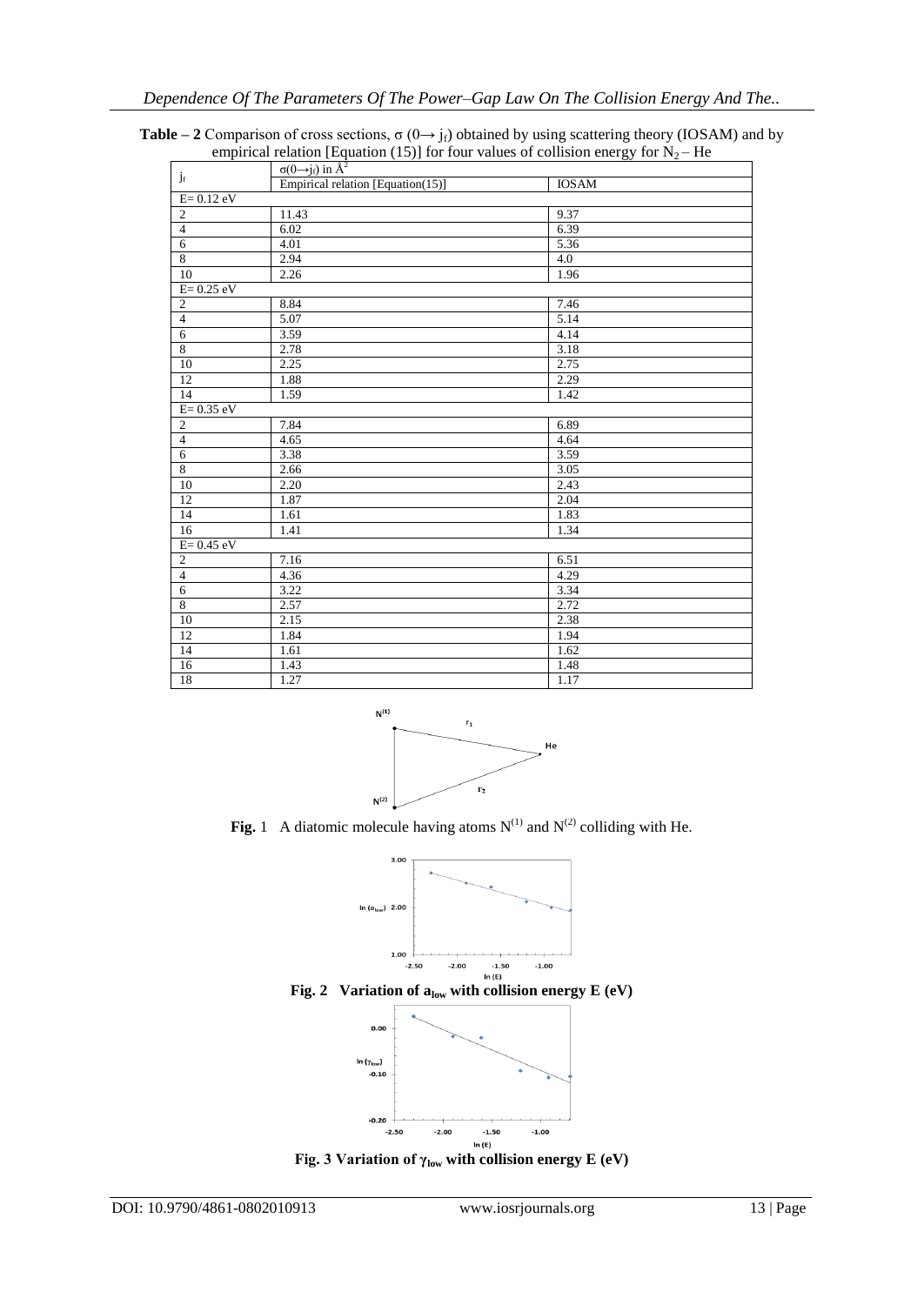**Table – 2** Comparison of cross sections, $\sigma(0\rightarrow j_f)$ obtained by using scattering theory (IOSAM) and by empirical relation [Equation (15)] for four values of collision energy for $N_2$ – He

| $j_f$ | $\sigma(0\rightarrow j_f)$ in $Å^2$ | |
|---|---|---|
| | Empirical relation [Equation(15)] | IOSAM |
| E= 0.12 eV | | |
| 2 | 11.43 | 9.37 |
| 4 | 6.02 | 6.39 |
| 6 | 4.01 | 5.36 |
| 8 | 2.94 | 4.0 |
| 10 | 2.26 | 1.96 |
| E= 0.25 eV | | |
| 2 | 8.84 | 7.46 |
| 4 | 5.07 | 5.14 |
| 6 | 3.59 | 4.14 |
| 8 | 2.78 | 3.18 |
| 10 | 2.25 | 2.75 |
| 12 | 1.88 | 2.29 |
| 14 | 1.59 | 1.42 |
| E= 0.35 eV | | |
| 2 | 7.84 | 6.89 |
| 4 | 4.65 | 4.64 |
| 6 | 3.38 | 3.59 |
| 8 | 2.66 | 3.05 |
| 10 | 2.20 | 2.43 |
| 12 | 1.87 | 2.04 |
| 14 | 1.61 | 1.83 |
| 16 | 1.41 | 1.34 |
| E= 0.45 eV | | |
| 2 | 7.16 | 6.51 |
| 4 | 4.36 | 4.29 |
| 6 | 3.22 | 3.34 |
| 8 | 2.57 | 2.72 |
| 10 | 2.15 | 2.38 |
| 12 | 1.84 | 1.94 |
| 14 | 1.61 | 1.62 |
| 16 | 1.43 | 1.48 |
| 18 | 1.27 | 1.17 |

$N^{(1)}$
$r_1$
He
$r_2$
$N^{(2)}$

**Fig.** 1 A diatomic molecule having atoms $N^{(1)}$ and $N^{(2)}$ colliding with He.

3.00
$\ln(a_{low})$ 2.00
1.00
-2.50 -2.00 -1.50 -1.00
ln (E)

**Fig. 2 Variation of $a_{low}$ with collision energy E (eV)**

0.00
$\ln(\gamma_{low})$
-0.10
-0.20
-2.50 -2.00 -1.50 -1.00
ln (E)

**Fig. 3 Variation of $\gamma_{low}$ with collision energy E (eV)**